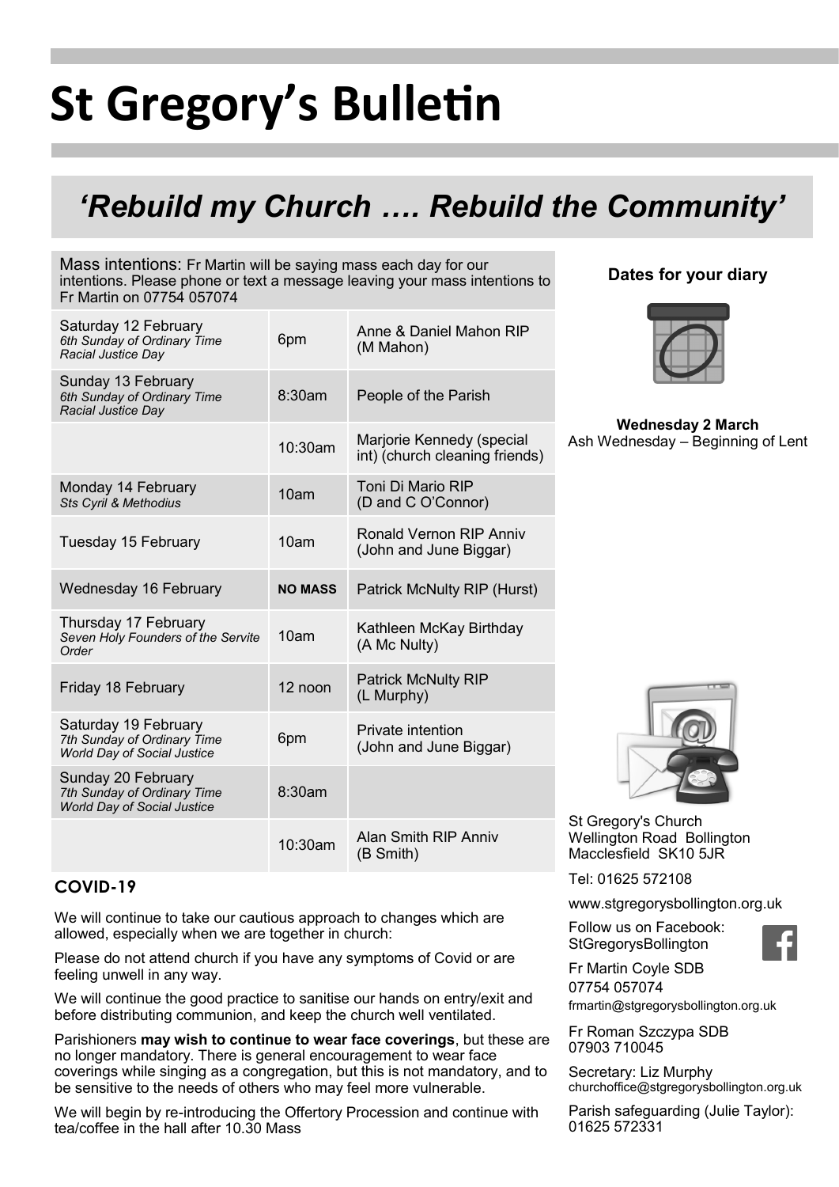# St Gregory's Bulletin

## *'Rebuild my Church …. Rebuild the Community'*

Mass intentions: Fr Martin will be saying mass each day for our intentions. Please phone or text a message leaving your mass intentions to Fr Martin on 07754 057074

| Day | Time | Intention |
|---|---|---|
| Saturday 12 February<br>*6th Sunday of Ordinary Time*<br>*Racial Justice Day* | 6pm | Anne & Daniel Mahon RIP (M Mahon) |
| Sunday 13 February<br>*6th Sunday of Ordinary Time*<br>*Racial Justice Day* | 8:30am | People of the Parish |
| | 10:30am | Marjorie Kennedy (special int) (church cleaning friends) |
| Monday 14 February<br>*Sts Cyril & Methodius* | 10am | Toni Di Mario RIP (D and C O'Connor) |
| Tuesday 15 February | 10am | Ronald Vernon RIP Anniv (John and June Biggar) |
| Wednesday 16 February | **NO MASS** | Patrick McNulty RIP (Hurst) |
| Thursday 17 February<br>*Seven Holy Founders of the Servite Order* | 10am | Kathleen McKay Birthday (A Mc Nulty) |
| Friday 18 February | 12 noon | Patrick McNulty RIP (L Murphy) |
| Saturday 19 February<br>*7th Sunday of Ordinary Time*<br>*World Day of Social Justice* | 6pm | Private intention (John and June Biggar) |
| Sunday 20 February<br>*7th Sunday of Ordinary Time*<br>*World Day of Social Justice* | 8:30am | |
| | 10:30am | Alan Smith RIP Anniv (B Smith) |

### COVID-19

We will continue to take our cautious approach to changes which are allowed, especially when we are together in church:

Please do not attend church if you have any symptoms of Covid or are feeling unwell in any way.

We will continue the good practice to sanitise our hands on entry/exit and before distributing communion, and keep the church well ventilated.

Parishioners **may wish to continue to wear face coverings**, but these are no longer mandatory. There is general encouragement to wear face coverings while singing as a congregation, but this is not mandatory, and to be sensitive to the needs of others who may feel more vulnerable.

We will begin by re-introducing the Offertory Procession and continue with tea/coffee in the hall after 10.30 Mass

### Dates for your diary

**Wednesday 2 March**
Ash Wednesday – Beginning of Lent

St Gregory's Church
Wellington Road Bollington
Macclesfield SK10 5JR

Tel: 01625 572108

www.stgregorysbollington.org.uk

Follow us on Facebook: StGregorysBollington

Fr Martin Coyle SDB
07754 057074
frmartin@stgregorysbollington.org.uk

Fr Roman Szczypa SDB
07903 710045

Secretary: Liz Murphy
churchoffice@stgregorysbollington.org.uk

Parish safeguarding (Julie Taylor):
01625 572331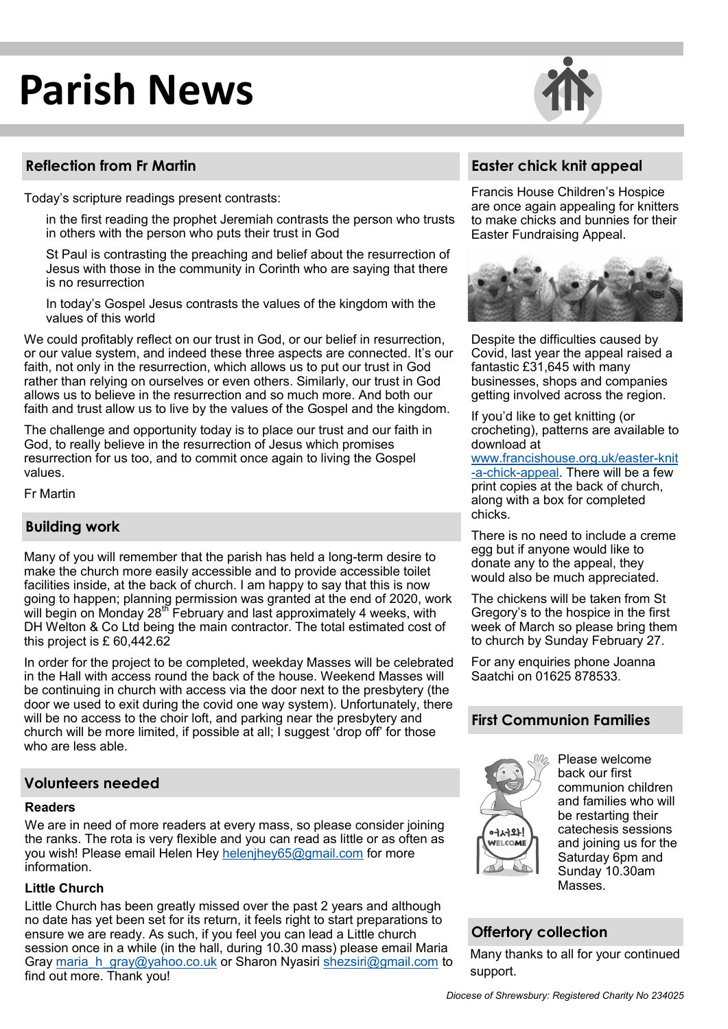# Parish News

## Reflection from Fr Martin

Today's scripture readings present contrasts:

- in the first reading the prophet Jeremiah contrasts the person who trusts in others with the person who puts their trust in God
- St Paul is contrasting the preaching and belief about the resurrection of Jesus with those in the community in Corinth who are saying that there is no resurrection
- In today's Gospel Jesus contrasts the values of the kingdom with the values of this world

We could profitably reflect on our trust in God, or our belief in resurrection, or our value system, and indeed these three aspects are connected. It's our faith, not only in the resurrection, which allows us to put our trust in God rather than relying on ourselves or even others. Similarly, our trust in God allows us to believe in the resurrection and so much more. And both our faith and trust allow us to live by the values of the Gospel and the kingdom.

The challenge and opportunity today is to place our trust and our faith in God, to really believe in the resurrection of Jesus which promises resurrection for us too, and to commit once again to living the Gospel values.

Fr Martin

## Building work

Many of you will remember that the parish has held a long-term desire to make the church more easily accessible and to provide accessible toilet facilities inside, at the back of church. I am happy to say that this is now going to happen; planning permission was granted at the end of 2020, work will begin on Monday 28th February and last approximately 4 weeks, with DH Welton & Co Ltd being the main contractor. The total estimated cost of this project is £ 60,442.62

In order for the project to be completed, weekday Masses will be celebrated in the Hall with access round the back of the house. Weekend Masses will be continuing in church with access via the door next to the presbytery (the door we used to exit during the covid one way system). Unfortunately, there will be no access to the choir loft, and parking near the presbytery and church will be more limited, if possible at all; I suggest 'drop off' for those who are less able.

## Volunteers needed

### Readers

We are in need of more readers at every mass, so please consider joining the ranks. The rota is very flexible and you can read as little or as often as you wish! Please email Helen Hey helenjhey65@gmail.com for more information.

### Little Church

Little Church has been greatly missed over the past 2 years and although no date has yet been set for its return, it feels right to start preparations to ensure we are ready. As such, if you feel you can lead a Little church session once in a while (in the hall, during 10.30 mass) please email Maria Gray maria_h_gray@yahoo.co.uk or Sharon Nyasiri shezsiri@gmail.com to find out more. Thank you!

## Easter chick knit appeal

Francis House Children's Hospice are once again appealing for knitters to make chicks and bunnies for their Easter Fundraising Appeal.

Despite the difficulties caused by Covid, last year the appeal raised a fantastic £31,645 with many businesses, shops and companies getting involved across the region.

If you'd like to get knitting (or crocheting), patterns are available to download at www.francishouse.org.uk/easter-knit-a-chick-appeal. There will be a few print copies at the back of church, along with a box for completed chicks.

There is no need to include a creme egg but if anyone would like to donate any to the appeal, they would also be much appreciated.

The chickens will be taken from St Gregory's to the hospice in the first week of March so please bring them to church by Sunday February 27.

For any enquiries phone Joanna Saatchi on 01625 878533.

## First Communion Families

Please welcome back our first communion children and families who will be restarting their catechesis sessions and joining us for the Saturday 6pm and Sunday 10.30am Masses.

## Offertory collection

Many thanks to all for your continued support.

*Diocese of Shrewsbury: Registered Charity No 234025*